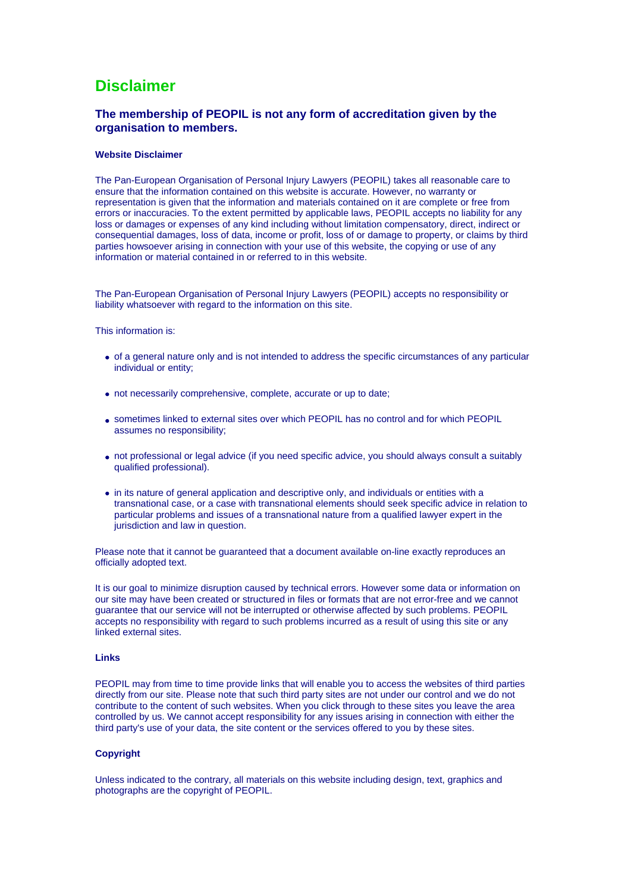# Disclaimer

## The membership of PEOPIL is not any form of accreditation given by the organisation to members.

### Website Disclaimer

The Pan-European Organisation of Personal Injury Lawyers (PEOPIL) takes all reasonable care to ensure that the information contained on this website is accurate. However, no warranty or representation is given that the information and materials contained on it are complete or free from errors or inaccuracies. To the extent permitted by applicable laws, PEOPIL accepts no liability for any loss or damages or expenses of any kind including without limitation compensatory, direct, indirect or consequential damages, loss of data, income or profit, loss of or damage to property, or claims by third parties howsoever arising in connection with your use of this website, the copying or use of any information or material contained in or referred to in this website.

The Pan-European Organisation of Personal Injury Lawyers (PEOPIL) accepts no responsibility or liability whatsoever with regard to the information on this site.

This information is:

- of a general nature only and is not intended to address the specific circumstances of any particular individual or entity;
- not necessarily comprehensive, complete, accurate or up to date;
- sometimes linked to external sites over which PEOPIL has no control and for which PEOPIL assumes no responsibility;
- not professional or legal advice (if you need specific advice, you should always consult a suitably qualified professional).
- in its nature of general application and descriptive only, and individuals or entities with a transnational case, or a case with transnational elements should seek specific advice in relation to particular problems and issues of a transnational nature from a qualified lawyer expert in the jurisdiction and law in question.

Please note that it cannot be guaranteed that a document available on-line exactly reproduces an officially adopted text.

It is our goal to minimize disruption caused by technical errors. However some data or information on our site may have been created or structured in files or formats that are not error-free and we cannot guarantee that our service will not be interrupted or otherwise affected by such problems. PEOPIL accepts no responsibility with regard to such problems incurred as a result of using this site or any linked external sites.

### Links

PEOPIL may from time to time provide links that will enable you to access the websites of third parties directly from our site. Please note that such third party sites are not under our control and we do not contribute to the content of such websites. When you click through to these sites you leave the area controlled by us. We cannot accept responsibility for any issues arising in connection with either the third party's use of your data, the site content or the services offered to you by these sites.

### Copyright

Unless indicated to the contrary, all materials on this website including design, text, graphics and photographs are the copyright of PEOPIL.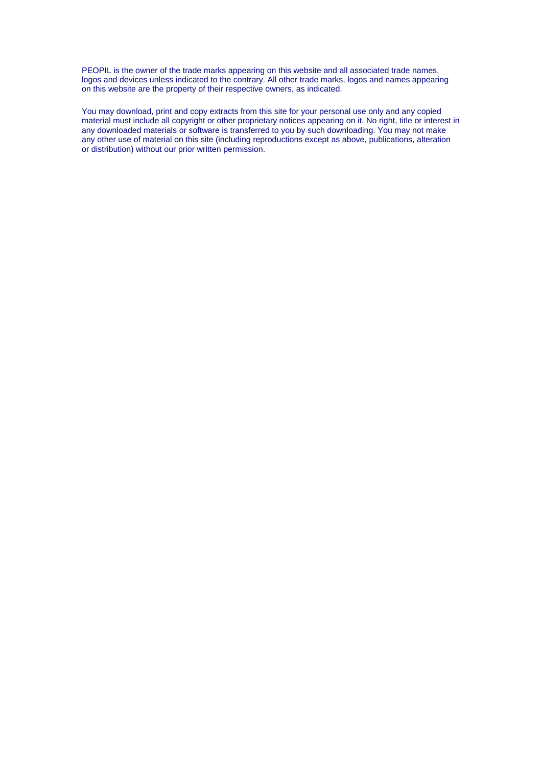PEOPIL is the owner of the trade marks appearing on this website and all associated trade names, logos and devices unless indicated to the contrary. All other trade marks, logos and names appearing on this website are the property of their respective owners, as indicated.

You may download, print and copy extracts from this site for your personal use only and any copied material must include all copyright or other proprietary notices appearing on it. No right, title or interest in any downloaded materials or software is transferred to you by such downloading. You may not make any other use of material on this site (including reproductions except as above, publications, alteration or distribution) without our prior written permission.